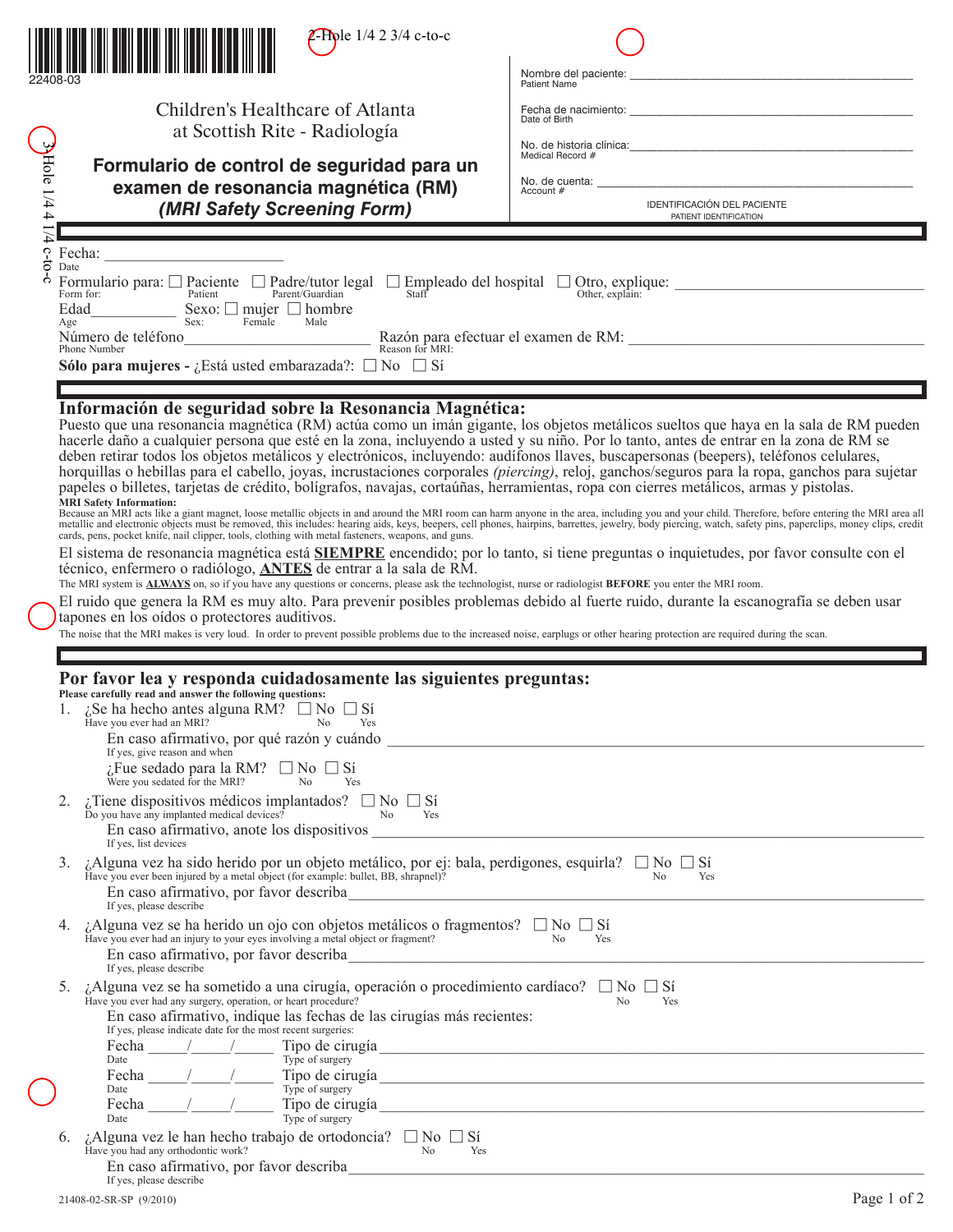22408-03

2-Hole 1/4 2 3/4 c-to-c

3-Hole 1/4 4 1/4 c-to-c

Children's Healthcare of Atlanta
at Scottish Rite - Radiología

# Formulario de control de seguridad para un examen de resonancia magnética (RM)

## *(MRI Safety Screening Form)*

Nombre del paciente: ___________________________
Patient Name

Fecha de nacimiento: ___________________________
Date of Birth

No. de historia clínica: ___________________________
Medical Record #

No. de cuenta: ___________________________
Account #

IDENTIFICACIÓN DEL PACIENTE
PATIENT IDENTIFICATION

---

Fecha: ____________________
Date

Formulario para: ☐ Paciente ☐ Padre/tutor legal ☐ Empleado del hospital ☐ Otro, explique: ____________________
Form for: Patient / Parent/Guardian / Staff / Other, explain:

Edad__________ Sexo: ☐ mujer ☐ hombre
Age / Sex: Female / Male

Número de teléfono____________________ Razón para efectuar el examen de RM: ____________________
Phone Number / Reason for MRI:

**Sólo para mujeres -** ¿Está usted embarazada?: ☐ No ☐ Sí

---

## Información de seguridad sobre la Resonancia Magnética:

Puesto que una resonancia magnética (RM) actúa como un imán gigante, los objetos metálicos sueltos que haya en la sala de RM pueden hacerle daño a cualquier persona que esté en la zona, incluyendo a usted y su niño. Por lo tanto, antes de entrar en la zona de RM se deben retirar todos los objetos metálicos y electrónicos, incluyendo: audífonos llaves, buscapersonas (beepers), teléfonos celulares, horquillas o hebillas para el cabello, joyas, incrustaciones corporales *(piercing)*, reloj, ganchos/seguros para la ropa, ganchos para sujetar papeles o billetes, tarjetas de crédito, bolígrafos, navajas, cortaúñas, herramientas, ropa con cierres metálicos, armas y pistolas.

**MRI Safety Information:**
Because an MRI acts like a giant magnet, loose metallic objects in and around the MRI room can harm anyone in the area, including you and your child. Therefore, before entering the MRI area all metallic and electronic objects must be removed, this includes: hearing aids, keys, beepers, cell phones, hairpins, barrettes, jewelry, body piercing, watch, safety pins, paperclips, money clips, credit cards, pens, pocket knife, nail clipper, tools, clothing with metal fasteners, weapons, and guns.

El sistema de resonancia magnética está **SIEMPRE** encendido; por lo tanto, si tiene preguntas o inquietudes, por favor consulte con el técnico, enfermero o radiólogo, **ANTES** de entrar a la sala de RM.
The MRI system is **ALWAYS** on, so if you have any questions or concerns, please ask the technologist, nurse or radiologist **BEFORE** you enter the MRI room.

El ruido que genera la RM es muy alto. Para prevenir posibles problemas debido al fuerte ruido, durante la escanografía se deben usar tapones en los oídos o protectores auditivos.
The noise that the MRI makes is very loud. In order to prevent possible problems due to the increased noise, earplugs or other hearing protection are required during the scan.

---

## Por favor lea y responda cuidadosamente las siguientes preguntas:

**Please carefully read and answer the following questions:**

1. ¿Se ha hecho antes alguna RM? ☐ No ☐ Sí
   Have you ever had an MRI? No / Yes
   En caso afirmativo, por qué razón y cuándo ____________________
   If yes, give reason and when
   ¿Fue sedado para la RM? ☐ No ☐ Sí
   Were you sedated for the MRI? No / Yes

2. ¿Tiene dispositivos médicos implantados? ☐ No ☐ Sí
   Do you have any implanted medical devices? No / Yes
   En caso afirmativo, anote los dispositivos ____________________
   If yes, list devices

3. ¿Alguna vez ha sido herido por un objeto metálico, por ej: bala, perdigones, esquirla? ☐ No ☐ Sí
   Have you ever been injured by a metal object (for example: bullet, BB, shrapnel)? No / Yes
   En caso afirmativo, por favor describa____________________
   If yes, please describe

4. ¿Alguna vez se ha herido un ojo con objetos metálicos o fragmentos? ☐ No ☐ Sí
   Have you ever had an injury to your eyes involving a metal object or fragment? No / Yes
   En caso afirmativo, por favor describa____________________
   If yes, please describe

5. ¿Alguna vez se ha sometido a una cirugía, operación o procedimiento cardíaco? ☐ No ☐ Sí
   Have you ever had any surgery, operation, or heart procedure? No / Yes
   En caso afirmativo, indique las fechas de las cirugías más recientes:
   If yes, please indicate date for the most recent surgeries:
   Fecha _____/_____/_____ Tipo de cirugía____________________
   Date / Type of surgery
   Fecha _____/_____/_____ Tipo de cirugía____________________
   Date / Type of surgery
   Fecha _____/_____/_____ Tipo de cirugía____________________
   Date / Type of surgery

6. ¿Alguna vez le han hecho trabajo de ortodoncia? ☐ No ☐ Sí
   Have you had any orthodontic work? No / Yes
   En caso afirmativo, por favor describa____________________
   If yes, please describe

21408-02-SR-SP (9/2010)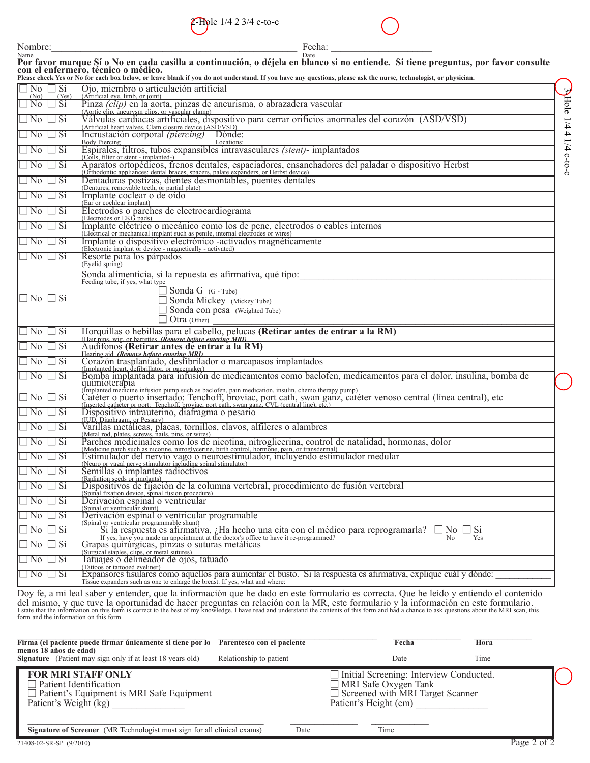Nombre: ______________________________ Fecha: ____________________
Name Date

**Por favor marque Sí o No en cada casilla a continuación, o déjela en blanco si no entiende. Si tiene preguntas, por favor consulte con el enfermero, técnico o médico.**
**Please check Yes or No for each box below, or leave blank if you do not understand. If you have any questions, please ask the nurse, technologist, or physician.**

| | |
|---|---|
| ☐ No (No) ☐ Sí (Yes) | Ojo, miembro o articulación artificial (Artificial eye, limb, or joint) |
| ☐ No ☐ Sí | Pinza *(clip)* en la aorta, pinzas de aneurisma, o abrazadera vascular (Aortic clip, aneurysm clips, or vascular clamp) |
| ☐ No ☐ Sí | Válvulas cardíacas artificiales, dispositivo para cerrar orificios anormales del corazón (ASD/VSD) (Artificial heart valves, Clam closure device (ASD/VSD) |
| ☐ No ☐ Sí | Incrustación corporal *(piercing)* Dónde: (Body Piercing Locations:) |
| ☐ No ☐ Sí | Espirales, filtros, tubos expansibles intravasculares *(stent)*- implantados (Coils, filter or stent - implanted-) |
| ☐ No ☐ Sí | Aparatos ortopédicos, frenos dentales, espaciadores, ensanchadores del paladar o dispositivo Herbst (Orthodontic appliances: dental braces, spacers, palate expanders, or Herbst device) |
| ☐ No ☐ Sí | Dentaduras postizas, dientes desmontables, puentes dentales (Dentures, removable teeth, or partial plate) |
| ☐ No ☐ Sí | Implante coclear o de oído (Ear or cochlear implant) |
| ☐ No ☐ Sí | Electrodos o parches de electrocardiograma (Electrodes or EKG pads) |
| ☐ No ☐ Sí | Implante eléctrico o mecánico como los de pene, electrodos o cables internos (Electrical or mechanical implant such as penile, internal electrodes or wires) |
| ☐ No ☐ Sí | Implante o dispositivo electrónico -activados magnéticamente (Electronic implant or device - magnetically - activated) |
| ☐ No ☐ Sí | Resorte para los párpados (Eyelid spring) |
| ☐ No ☐ Sí | Sonda alimenticia, si la repuesta es afirmativa, qué tipo: ____________ (Feeding tube, if yes, what type) ☐ Sonda G (G - Tube) ☐ Sonda Mickey (Mickey Tube) ☐ Sonda con pesa (Weighted Tube) ☐ Otra (Other) ____________ |
| ☐ No ☐ Sí | Horquillas o hebillas para el cabello, pelucas **(Retirar antes de entrar a la RM)** (Hair pins, wig, or barrettes ***(Remove before entering MRI)***) |
| ☐ No ☐ Sí | Audífonos **(Retirar antes de entrar a la RM)** (Hearing aid ***(Remove before entering MRI)***) |
| ☐ No ☐ Sí | Corazón trasplantado, desfibrilador o marcapasos implantados (Implanted heart, defibrillator, or pacemaker) |
| ☐ No ☐ Sí | Bomba implantada para infusión de medicamentos como baclofen, medicamentos para el dolor, insulina, bomba de quimioterapia (Implanted medicine infusion pump such as baclofen, pain medication, insulin, chemo therapy pump) |
| ☐ No ☐ Sí | Catéter o puerto insertado: Tenchoff, broviac, port cath, swan ganz, catéter venoso central (línea central), etc (Inserted catheter or port: Tenchoff, broviac, port cath, swan ganz, CVL (central line), etc.) |
| ☐ No ☐ Sí | Dispositivo intrauterino, diafragma o pesario (IUD, Diaphragm, or Pessary) |
| ☐ No ☐ Sí | Varillas metálicas, placas, tornillos, clavos, alfileres o alambres (Metal rod, plates, screws, nails, pins, or wires) |
| ☐ No ☐ Sí | Parches medicinales como los de nicotina, nitroglicerina, control de natalidad, hormonas, dolor (Medicine patch such as nicotine, nitroglycerine, birth control, hormone, pain, or transdermal) |
| ☐ No ☐ Sí | Estimulador del nervio vago o neuroestimulador, incluyendo estimulador medular (Neuro or vagal nerve stimulator including spinal stimulator) |
| ☐ No ☐ Sí | Semillas o implantes radioctivos (Radiation seeds or implants) |
| ☐ No ☐ Sí | Dispositivos de fijación de la columna vertebral, procedimiento de fusión vertebral (Spinal fixation device, spinal fusion procedure) |
| ☐ No ☐ Sí | Derivación espinal o ventricular (Spinal or ventricular shunt) |
| ☐ No ☐ Sí | Derivación espinal o ventricular programable (Spinal or ventricular programmable shunt) |
| ☐ No ☐ Sí | Si la respuesta es afirmativa, ¿Ha hecho una cita con el médico para reprogramarla? ☐ No (No) ☐ Sí (Yes) (If yes, have you made an appointment at the doctor's office to have it re-programmed?) |
| ☐ No ☐ Sí | Grapas quirúrgicas, pinzas o suturas metálicas (Surgical staples, clips, or metal sutures) |
| ☐ No ☐ Sí | Tatuajes o delineador de ojos, tatuado (Tattoos or tattooed eyeliner) |
| ☐ No ☐ Sí | Expansores tisulares como aquellos para aumentar el busto. Si la respuesta es afirmativa, explique cuál y dónde: ____________ (Tissue expanders such as one to enlarge the breast. If yes, what and where:) |

Doy fe, a mi leal saber y entender, que la información que he dado en este formulario es correcta. Que he leído y entiendo el contenido del mismo, y que tuve la oportunidad de hacer preguntas en relación con la MR, este formulario y la información en este formulario.
I state that the information on this form is correct to the best of my knowledge. I have read and understand the contents of this form and had a chance to ask questions about the MRI scan, this form and the information on this form.

| **Firma (el paciente puede firmar únicamente si tiene por lo menos 18 años de edad)** | **Parentesco con el paciente** | **Fecha** | **Hora** |
|---|---|---|---|
| **Signature** (Patient may sign only if at least 18 years old) | Relationship to patient | Date | Time |

**FOR MRI STAFF ONLY**

☐ Patient Identification
☐ Patient's Equipment is MRI Safe Equipment
Patient's Weight (kg) ______________

☐ Initial Screening: Interview Conducted.
☐ MRI Safe Oxygen Tank
☐ Screened with MRI Target Scanner
Patient's Height (cm) ______________

**Signature of Screener** (MR Technologist must sign for all clinical exams) ______________ Date ______________ Time ______________

21408-02-SR-SP (9/2010)